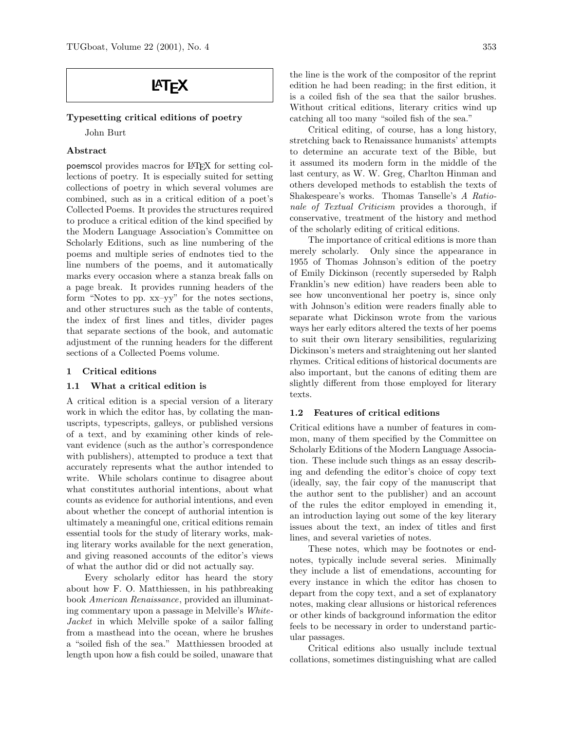# LaTeX

## Typesetting critical editions of poetry

John Burt

### Abstract

poemscol provides macros for LaTeX for setting collections of poetry. It is especially suited for setting collections of poetry in which several volumes are combined, such as in a critical edition of a poet's Collected Poems. It provides the structures required to produce a critical edition of the kind specified by the Modern Language Association's Committee on Scholarly Editions, such as line numbering of the poems and multiple series of endnotes tied to the line numbers of the poems, and it automatically marks every occasion where a stanza break falls on a page break. It provides running headers of the form "Notes to pp. xx–yy" for the notes sections, and other structures such as the table of contents, the index of first lines and titles, divider pages that separate sections of the book, and automatic adjustment of the running headers for the different sections of a Collected Poems volume.

## 1 Critical editions

### 1.1 What a critical edition is

A critical edition is a special version of a literary work in which the editor has, by collating the manuscripts, typescripts, galleys, or published versions of a text, and by examining other kinds of relevant evidence (such as the author's correspondence with publishers), attempted to produce a text that accurately represents what the author intended to write. While scholars continue to disagree about what constitutes authorial intentions, about what counts as evidence for authorial intentions, and even about whether the concept of authorial intention is ultimately a meaningful one, critical editions remain essential tools for the study of literary works, making literary works available for the next generation, and giving reasoned accounts of the editor's views of what the author did or did not actually say.

Every scholarly editor has heard the story about how F. O. Matthiessen, in his pathbreaking book *American Renaissance*, provided an illuminating commentary upon a passage in Melville's *White-Jacket* in which Melville spoke of a sailor falling from a masthead into the ocean, where he brushes a "soiled fish of the sea." Matthiessen brooded at length upon how a fish could be soiled, unaware that the line is the work of the compositor of the reprint edition he had been reading; in the first edition, it is a coiled fish of the sea that the sailor brushes. Without critical editions, literary critics wind up catching all too many "soiled fish of the sea."

Critical editing, of course, has a long history, stretching back to Renaissance humanists' attempts to determine an accurate text of the Bible, but it assumed its modern form in the middle of the last century, as W. W. Greg, Charlton Hinman and others developed methods to establish the texts of Shakespeare's works. Thomas Tanselle's *A Rationale of Textual Criticism* provides a thorough, if conservative, treatment of the history and method of the scholarly editing of critical editions.

The importance of critical editions is more than merely scholarly. Only since the appearance in 1955 of Thomas Johnson's edition of the poetry of Emily Dickinson (recently superseded by Ralph Franklin's new edition) have readers been able to see how unconventional her poetry is, since only with Johnson's edition were readers finally able to separate what Dickinson wrote from the various ways her early editors altered the texts of her poems to suit their own literary sensibilities, regularizing Dickinson's meters and straightening out her slanted rhymes. Critical editions of historical documents are also important, but the canons of editing them are slightly different from those employed for literary texts.

### 1.2 Features of critical editions

Critical editions have a number of features in common, many of them specified by the Committee on Scholarly Editions of the Modern Language Association. These include such things as an essay describing and defending the editor's choice of copy text (ideally, say, the fair copy of the manuscript that the author sent to the publisher) and an account of the rules the editor employed in emending it, an introduction laying out some of the key literary issues about the text, an index of titles and first lines, and several varieties of notes.

These notes, which may be footnotes or endnotes, typically include several series. Minimally they include a list of emendations, accounting for every instance in which the editor has chosen to depart from the copy text, and a set of explanatory notes, making clear allusions or historical references or other kinds of background information the editor feels to be necessary in order to understand particular passages.

Critical editions also usually include textual collations, sometimes distinguishing what are called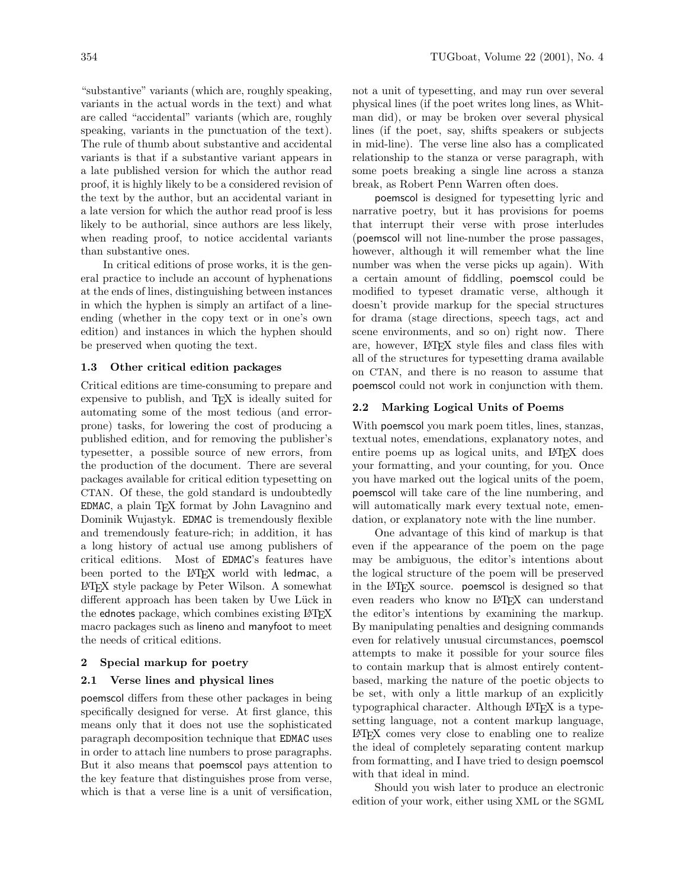"substantive" variants (which are, roughly speaking, variants in the actual words in the text) and what are called "accidental" variants (which are, roughly speaking, variants in the punctuation of the text). The rule of thumb about substantive and accidental variants is that if a substantive variant appears in a late published version for which the author read proof, it is highly likely to be a considered revision of the text by the author, but an accidental variant in a late version for which the author read proof is less likely to be authorial, since authors are less likely, when reading proof, to notice accidental variants than substantive ones.

In critical editions of prose works, it is the general practice to include an account of hyphenations at the ends of lines, distinguishing between instances in which the hyphen is simply an artifact of a line-ending (whether in the copy text or in one's own edition) and instances in which the hyphen should be preserved when quoting the text.

### 1.3 Other critical edition packages

Critical editions are time-consuming to prepare and expensive to publish, and TEX is ideally suited for automating some of the most tedious (and error-prone) tasks, for lowering the cost of producing a published edition, and for removing the publisher's typesetter, a possible source of new errors, from the production of the document. There are several packages available for critical edition typesetting on CTAN. Of these, the gold standard is undoubtedly EDMAC, a plain TEX format by John Lavagnino and Dominik Wujastyk. EDMAC is tremendously flexible and tremendously feature-rich; in addition, it has a long history of actual use among publishers of critical editions. Most of EDMAC's features have been ported to the LATEX world with ledmac, a LATEX style package by Peter Wilson. A somewhat different approach has been taken by Uwe Lück in the ednotes package, which combines existing LATEX macro packages such as lineno and manyfoot to meet the needs of critical editions.

## 2 Special markup for poetry

### 2.1 Verse lines and physical lines

poemscol differs from these other packages in being specifically designed for verse. At first glance, this means only that it does not use the sophisticated paragraph decomposition technique that EDMAC uses in order to attach line numbers to prose paragraphs. But it also means that poemscol pays attention to the key feature that distinguishes prose from verse, which is that a verse line is a unit of versification, not a unit of typesetting, and may run over several physical lines (if the poet writes long lines, as Whitman did), or may be broken over several physical lines (if the poet, say, shifts speakers or subjects in mid-line). The verse line also has a complicated relationship to the stanza or verse paragraph, with some poets breaking a single line across a stanza break, as Robert Penn Warren often does.

poemscol is designed for typesetting lyric and narrative poetry, but it has provisions for poems that interrupt their verse with prose interludes (poemscol will not line-number the prose passages, however, although it will remember what the line number was when the verse picks up again). With a certain amount of fiddling, poemscol could be modified to typeset dramatic verse, although it doesn't provide markup for the special structures for drama (stage directions, speech tags, act and scene environments, and so on) right now. There are, however, LATEX style files and class files with all of the structures for typesetting drama available on CTAN, and there is no reason to assume that poemscol could not work in conjunction with them.

### 2.2 Marking Logical Units of Poems

With poemscol you mark poem titles, lines, stanzas, textual notes, emendations, explanatory notes, and entire poems up as logical units, and LATEX does your formatting, and your counting, for you. Once you have marked out the logical units of the poem, poemscol will take care of the line numbering, and will automatically mark every textual note, emendation, or explanatory note with the line number.

One advantage of this kind of markup is that even if the appearance of the poem on the page may be ambiguous, the editor's intentions about the logical structure of the poem will be preserved in the LATEX source. poemscol is designed so that even readers who know no LATEX can understand the editor's intentions by examining the markup. By manipulating penalties and designing commands even for relatively unusual circumstances, poemscol attempts to make it possible for your source files to contain markup that is almost entirely content-based, marking the nature of the poetic objects to be set, with only a little markup of an explicitly typographical character. Although LATEX is a typesetting language, not a content markup language, LATEX comes very close to enabling one to realize the ideal of completely separating content markup from formatting, and I have tried to design poemscol with that ideal in mind.

Should you wish later to produce an electronic edition of your work, either using XML or the SGML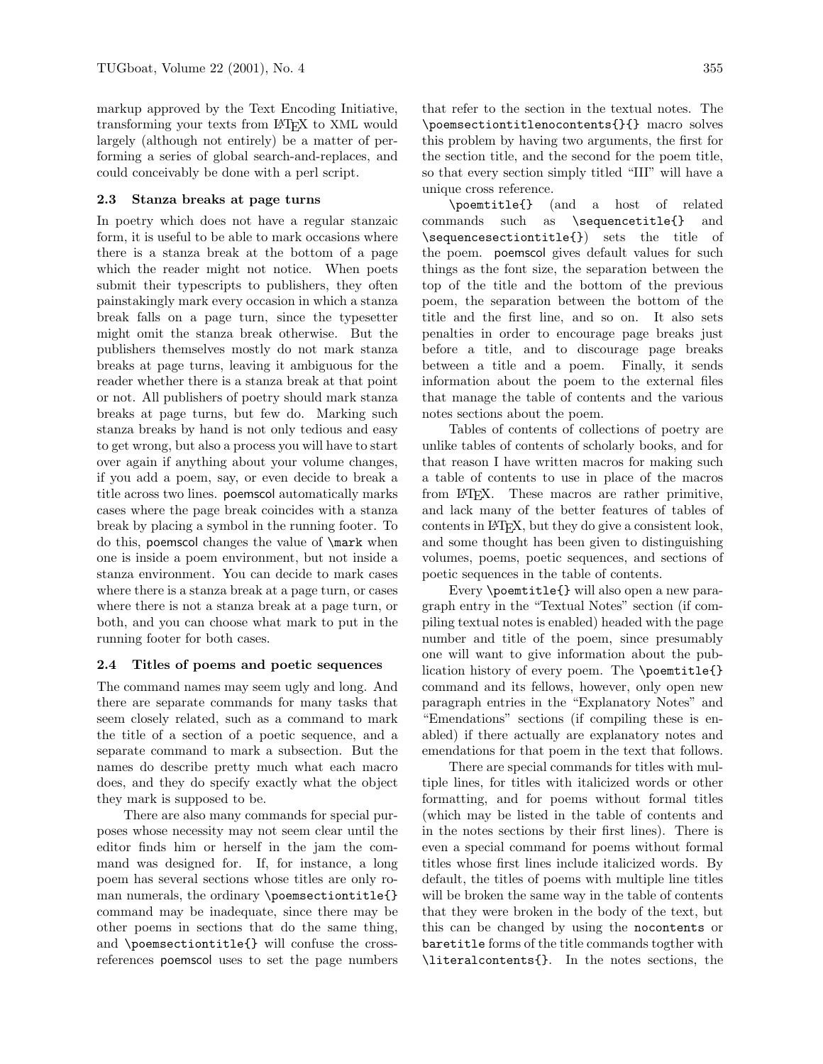markup approved by the Text Encoding Initiative, transforming your texts from LaTeX to XML would largely (although not entirely) be a matter of performing a series of global search-and-replaces, and could conceivably be done with a perl script.

### 2.3 Stanza breaks at page turns

In poetry which does not have a regular stanzaic form, it is useful to be able to mark occasions where there is a stanza break at the bottom of a page which the reader might not notice. When poets submit their typescripts to publishers, they often painstakingly mark every occasion in which a stanza break falls on a page turn, since the typesetter might omit the stanza break otherwise. But the publishers themselves mostly do not mark stanza breaks at page turns, leaving it ambiguous for the reader whether there is a stanza break at that point or not. All publishers of poetry should mark stanza breaks at page turns, but few do. Marking such stanza breaks by hand is not only tedious and easy to get wrong, but also a process you will have to start over again if anything about your volume changes, if you add a poem, say, or even decide to break a title across two lines. poemscol automatically marks cases where the page break coincides with a stanza break by placing a symbol in the running footer. To do this, poemscol changes the value of `\mark` when one is inside a poem environment, but not inside a stanza environment. You can decide to mark cases where there is a stanza break at a page turn, or cases where there is not a stanza break at a page turn, or both, and you can choose what mark to put in the running footer for both cases.

### 2.4 Titles of poems and poetic sequences

The command names may seem ugly and long. And there are separate commands for many tasks that seem closely related, such as a command to mark the title of a section of a poetic sequence, and a separate command to mark a subsection. But the names do describe pretty much what each macro does, and they do specify exactly what the object they mark is supposed to be.

There are also many commands for special purposes whose necessity may not seem clear until the editor finds him or herself in the jam the command was designed for. If, for instance, a long poem has several sections whose titles are only roman numerals, the ordinary `\poemsectiontitle{}` command may be inadequate, since there may be other poems in sections that do the same thing, and `\poemsectiontitle{}` will confuse the cross-references poemscol uses to set the page numbers that refer to the section in the textual notes. The `\poemsectiontitlenocontents{}{}` macro solves this problem by having two arguments, the first for the section title, and the second for the poem title, so that every section simply titled "III" will have a unique cross reference.

`\poemtitle{}` (and a host of related commands such as `\sequencetitle{}` and `\sequencesectiontitle{}`) sets the title of the poem. poemscol gives default values for such things as the font size, the separation between the top of the title and the bottom of the previous poem, the separation between the bottom of the title and the first line, and so on. It also sets penalties in order to encourage page breaks just before a title, and to discourage page breaks between a title and a poem. Finally, it sends information about the poem to the external files that manage the table of contents and the various notes sections about the poem.

Tables of contents of collections of poetry are unlike tables of contents of scholarly books, and for that reason I have written macros for making such a table of contents to use in place of the macros from LaTeX. These macros are rather primitive, and lack many of the better features of tables of contents in LaTeX, but they do give a consistent look, and some thought has been given to distinguishing volumes, poems, poetic sequences, and sections of poetic sequences in the table of contents.

Every `\poemtitle{}` will also open a new paragraph entry in the "Textual Notes" section (if compiling textual notes is enabled) headed with the page number and title of the poem, since presumably one will want to give information about the publication history of every poem. The `\poemtitle{}` command and its fellows, however, only open new paragraph entries in the "Explanatory Notes" and "Emendations" sections (if compiling these is enabled) if there actually are explanatory notes and emendations for that poem in the text that follows.

There are special commands for titles with multiple lines, for titles with italicized words or other formatting, and for poems without formal titles (which may be listed in the table of contents and in the notes sections by their first lines). There is even a special command for poems without formal titles whose first lines include italicized words. By default, the titles of poems with multiple line titles will be broken the same way in the table of contents that they were broken in the body of the text, but this can be changed by using the `nocontents` or `baretitle` forms of the title commands togther with `\literalcontents{}`. In the notes sections, the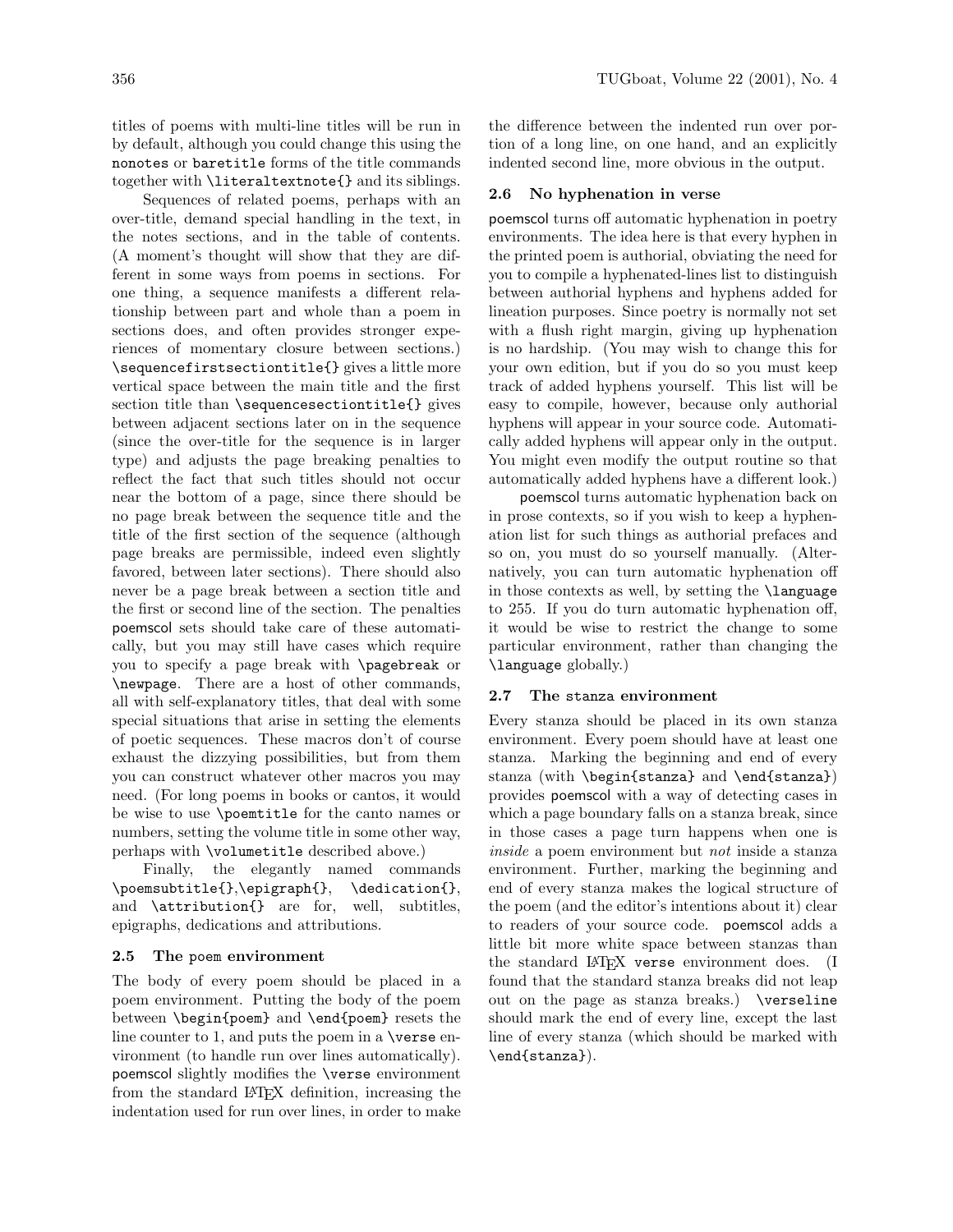titles of poems with multi-line titles will be run in by default, although you could change this using the `nonotes` or `baretitle` forms of the title commands together with `\literaltextnote{}` and its siblings.

Sequences of related poems, perhaps with an over-title, demand special handling in the text, in the notes sections, and in the table of contents. (A moment's thought will show that they are different in some ways from poems in sections. For one thing, a sequence manifests a different relationship between part and whole than a poem in sections does, and often provides stronger experiences of momentary closure between sections.) `\sequencefirstsectiontitle{}` gives a little more vertical space between the main title and the first section title than `\sequencesectiontitle{}` gives between adjacent sections later on in the sequence (since the over-title for the sequence is in larger type) and adjusts the page breaking penalties to reflect the fact that such titles should not occur near the bottom of a page, since there should be no page break between the sequence title and the title of the first section of the sequence (although page breaks are permissible, indeed even slightly favored, between later sections). There should also never be a page break between a section title and the first or second line of the section. The penalties poemscol sets should take care of these automatically, but you may still have cases which require you to specify a page break with `\pagebreak` or `\newpage`. There are a host of other commands, all with self-explanatory titles, that deal with some special situations that arise in setting the elements of poetic sequences. These macros don't of course exhaust the dizzying possibilities, but from them you can construct whatever other macros you may need. (For long poems in books or cantos, it would be wise to use `\poemtitle` for the canto names or numbers, setting the volume title in some other way, perhaps with `\volumetitle` described above.)

Finally, the elegantly named commands `\poemsubtitle{}`,`\epigraph{}`, `\dedication{}`, and `\attribution{}` are for, well, subtitles, epigraphs, dedications and attributions.

### 2.5 The `poem` environment

The body of every poem should be placed in a poem environment. Putting the body of the poem between `\begin{poem}` and `\end{poem}` resets the line counter to 1, and puts the poem in a `\verse` environment (to handle run over lines automatically). poemscol slightly modifies the `\verse` environment from the standard LaTeX definition, increasing the indentation used for run over lines, in order to make the difference between the indented run over portion of a long line, on one hand, and an explicitly indented second line, more obvious in the output.

### 2.6 No hyphenation in verse

poemscol turns off automatic hyphenation in poetry environments. The idea here is that every hyphen in the printed poem is authorial, obviating the need for you to compile a hyphenated-lines list to distinguish between authorial hyphens and hyphens added for lineation purposes. Since poetry is normally not set with a flush right margin, giving up hyphenation is no hardship. (You may wish to change this for your own edition, but if you do so you must keep track of added hyphens yourself. This list will be easy to compile, however, because only authorial hyphens will appear in your source code. Automatically added hyphens will appear only in the output. You might even modify the output routine so that automatically added hyphens have a different look.)

poemscol turns automatic hyphenation back on in prose contexts, so if you wish to keep a hyphenation list for such things as authorial prefaces and so on, you must do so yourself manually. (Alternatively, you can turn automatic hyphenation off in those contexts as well, by setting the `\language` to 255. If you do turn automatic hyphenation off, it would be wise to restrict the change to some particular environment, rather than changing the `\language` globally.)

### 2.7 The `stanza` environment

Every stanza should be placed in its own stanza environment. Every poem should have at least one stanza. Marking the beginning and end of every stanza (with `\begin{stanza}` and `\end{stanza}`) provides poemscol with a way of detecting cases in which a page boundary falls on a stanza break, since in those cases a page turn happens when one is *inside* a poem environment but *not* inside a stanza environment. Further, marking the beginning and end of every stanza makes the logical structure of the poem (and the editor's intentions about it) clear to readers of your source code. poemscol adds a little bit more white space between stanzas than the standard LaTeX `verse` environment does. (I found that the standard stanza breaks did not leap out on the page as stanza breaks.) `\verseline` should mark the end of every line, except the last line of every stanza (which should be marked with `\end{stanza}`).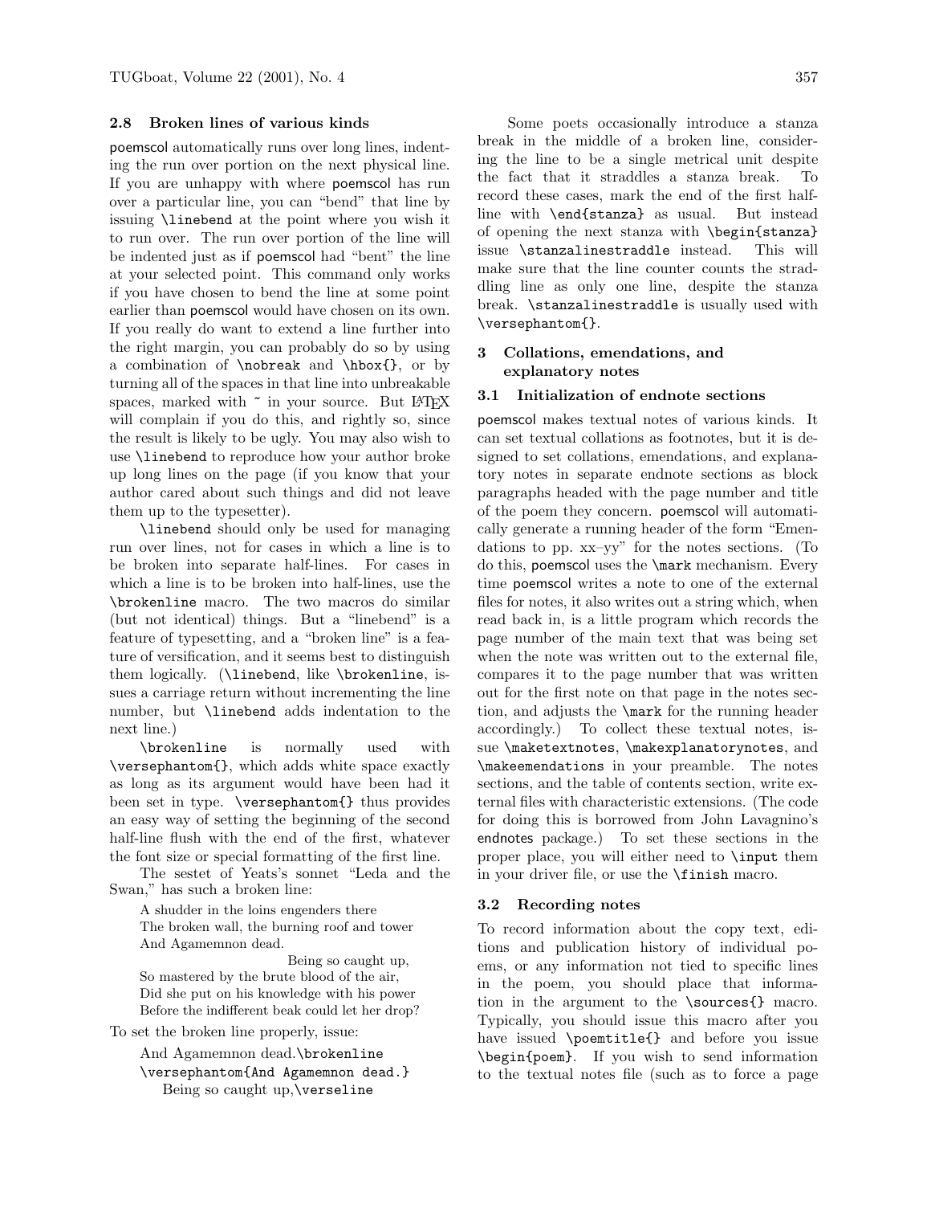### 2.8 Broken lines of various kinds

poemscol automatically runs over long lines, indenting the run over portion on the next physical line. If you are unhappy with where poemscol has run over a particular line, you can "bend" that line by issuing `\linebend` at the point where you wish it to run over. The run over portion of the line will be indented just as if poemscol had "bent" the line at your selected point. This command only works if you have chosen to bend the line at some point earlier than poemscol would have chosen on its own. If you really do want to extend a line further into the right margin, you can probably do so by using a combination of `\nobreak` and `\hbox{}`, or by turning all of the spaces in that line into unbreakable spaces, marked with `~` in your source. But LaTeX will complain if you do this, and rightly so, since the result is likely to be ugly. You may also wish to use `\linebend` to reproduce how your author broke up long lines on the page (if you know that your author cared about such things and did not leave them up to the typesetter).

`\linebend` should only be used for managing run over lines, not for cases in which a line is to be broken into separate half-lines. For cases in which a line is to be broken into half-lines, use the `\brokenline` macro. The two macros do similar (but not identical) things. But a "linebend" is a feature of typesetting, and a "broken line" is a feature of versification, and it seems best to distinguish them logically. (`\linebend`, like `\brokenline`, issues a carriage return without incrementing the line number, but `\linebend` adds indentation to the next line.)

`\brokenline` is normally used with `\versephantom{}`, which adds white space exactly as long as its argument would have been had it been set in type. `\versephantom{}` thus provides an easy way of setting the beginning of the second half-line flush with the end of the first, whatever the font size or special formatting of the first line.

The sestet of Yeats's sonnet "Leda and the Swan," has such a broken line:

> A shudder in the loins engenders there
> The broken wall, the burning roof and tower
> And Agamemnon dead.
>                                         Being so caught up,
> So mastered by the brute blood of the air,
> Did she put on his knowledge with his power
> Before the indifferent beak could let her drop?

To set the broken line properly, issue:

```
And Agamemnon dead.\brokenline
\versephantom{And Agamemnon dead.}
   Being so caught up,\verseline
```

Some poets occasionally introduce a stanza break in the middle of a broken line, considering the line to be a single metrical unit despite the fact that it straddles a stanza break. To record these cases, mark the end of the first half-line with `\end{stanza}` as usual. But instead of opening the next stanza with `\begin{stanza}` issue `\stanzalinestraddle` instead. This will make sure that the line counter counts the straddling line as only one line, despite the stanza break. `\stanzalinestraddle` is usually used with `\versephantom{}`.

## 3 Collations, emendations, and explanatory notes

### 3.1 Initialization of endnote sections

poemscol makes textual notes of various kinds. It can set textual collations as footnotes, but it is designed to set collations, emendations, and explanatory notes in separate endnote sections as block paragraphs headed with the page number and title of the poem they concern. poemscol will automatically generate a running header of the form "Emendations to pp. xx–yy" for the notes sections. (To do this, poemscol uses the `\mark` mechanism. Every time poemscol writes a note to one of the external files for notes, it also writes out a string which, when read back in, is a little program which records the page number of the main text that was being set when the note was written out to the external file, compares it to the page number that was written out for the first note on that page in the notes section, and adjusts the `\mark` for the running header accordingly.) To collect these textual notes, issue `\maketextnotes`, `\makexplanatorynotes`, and `\makeemendations` in your preamble. The notes sections, and the table of contents section, write external files with characteristic extensions. (The code for doing this is borrowed from John Lavagnino's endnotes package.) To set these sections in the proper place, you will either need to `\input` them in your driver file, or use the `\finish` macro.

### 3.2 Recording notes

To record information about the copy text, editions and publication history of individual poems, or any information not tied to specific lines in the poem, you should place that information in the argument to the `\sources{}` macro. Typically, you should issue this macro after you have issued `\poemtitle{}` and before you issue `\begin{poem}`. If you wish to send information to the textual notes file (such as to force a page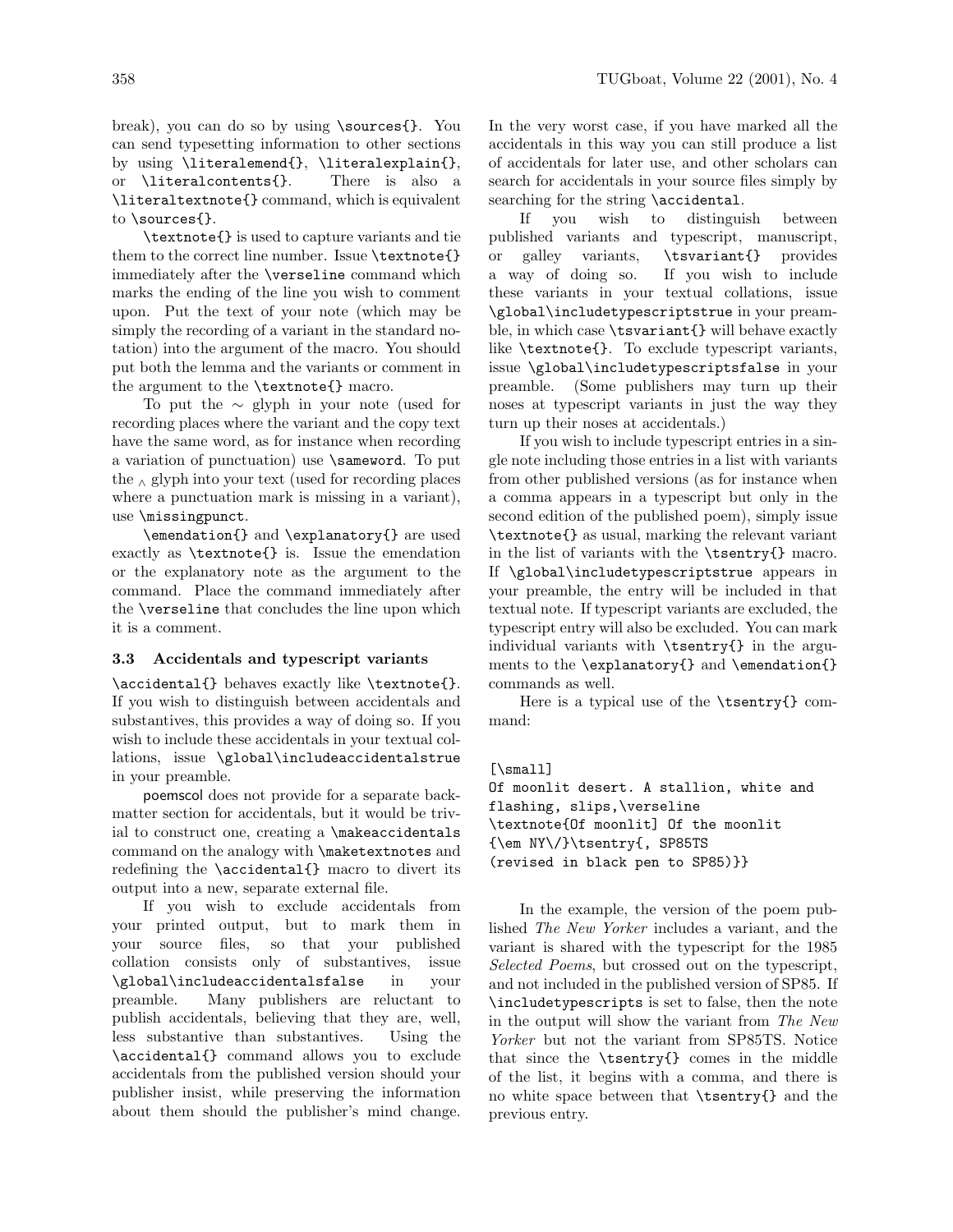break), you can do so by using `\sources{}`. You can send typesetting information to other sections by using `\literalemend{}`, `\literalexplain{}`, or `\literalcontents{}`. There is also a `\literaltextnote{}` command, which is equivalent to `\sources{}`.

`\textnote{}` is used to capture variants and tie them to the correct line number. Issue `\textnote{}` immediately after the `\verseline` command which marks the ending of the line you wish to comment upon. Put the text of your note (which may be simply the recording of a variant in the standard notation) into the argument of the macro. You should put both the lemma and the variants or comment in the argument to the `\textnote{}` macro.

To put the ∼ glyph in your note (used for recording places where the variant and the copy text have the same word, as for instance when recording a variation of punctuation) use `\sameword`. To put the ‸ glyph into your text (used for recording places where a punctuation mark is missing in a variant), use `\missingpunct`.

`\emendation{}` and `\explanatory{}` are used exactly as `\textnote{}` is. Issue the emendation or the explanatory note as the argument to the command. Place the command immediately after the `\verseline` that concludes the line upon which it is a comment.

### 3.3 Accidentals and typescript variants

`\accidental{}` behaves exactly like `\textnote{}`. If you wish to distinguish between accidentals and substantives, this provides a way of doing so. If you wish to include these accidentals in your textual collations, issue `\global\includeaccidentalstrue` in your preamble.

poemscol does not provide for a separate backmatter section for accidentals, but it would be trivial to construct one, creating a `\makeaccidentals` command on the analogy with `\maketextnotes` and redefining the `\accidental{}` macro to divert its output into a new, separate external file.

If you wish to exclude accidentals from your printed output, but to mark them in your source files, so that your published collation consists only of substantives, issue `\global\includeaccidentalsfalse` in your preamble. Many publishers are reluctant to publish accidentals, believing that they are, well, less substantive than substantives. Using the `\accidental{}` command allows you to exclude accidentals from the published version should your publisher insist, while preserving the information about them should the publisher's mind change. In the very worst case, if you have marked all the accidentals in this way you can still produce a list of accidentals for later use, and other scholars can search for accidentals in your source files simply by searching for the string `\accidental`.

If you wish to distinguish between published variants and typescript, manuscript, or galley variants, `\tsvariant{}` provides a way of doing so. If you wish to include these variants in your textual collations, issue `\global\includetypescriptstrue` in your preamble, in which case `\tsvariant{}` will behave exactly like `\textnote{}`. To exclude typescript variants, issue `\global\includetypescriptsfalse` in your preamble. (Some publishers may turn up their noses at typescript variants in just the way they turn up their noses at accidentals.)

If you wish to include typescript entries in a single note including those entries in a list with variants from other published versions (as for instance when a comma appears in a typescript but only in the second edition of the published poem), simply issue `\textnote{}` as usual, marking the relevant variant in the list of variants with the `\tsentry{}` macro. If `\global\includetypescriptstrue` appears in your preamble, the entry will be included in that textual note. If typescript variants are excluded, the typescript entry will also be excluded. You can mark individual variants with `\tsentry{}` in the arguments to the `\explanatory{}` and `\emendation{}` commands as well.

Here is a typical use of the `\tsentry{}` command:

```
[\small]
Of moonlit desert. A stallion, white and
flashing, slips,\verseline
\textnote{Of moonlit] Of the moonlit
{\em NY\/}\tsentry{, SP85TS
(revised in black pen to SP85)}}
```

In the example, the version of the poem published *The New Yorker* includes a variant, and the variant is shared with the typescript for the 1985 *Selected Poems*, but crossed out on the typescript, and not included in the published version of SP85. If `\includetypescripts` is set to false, then the note in the output will show the variant from *The New Yorker* but not the variant from SP85TS. Notice that since the `\tsentry{}` comes in the middle of the list, it begins with a comma, and there is no white space between that `\tsentry{}` and the previous entry.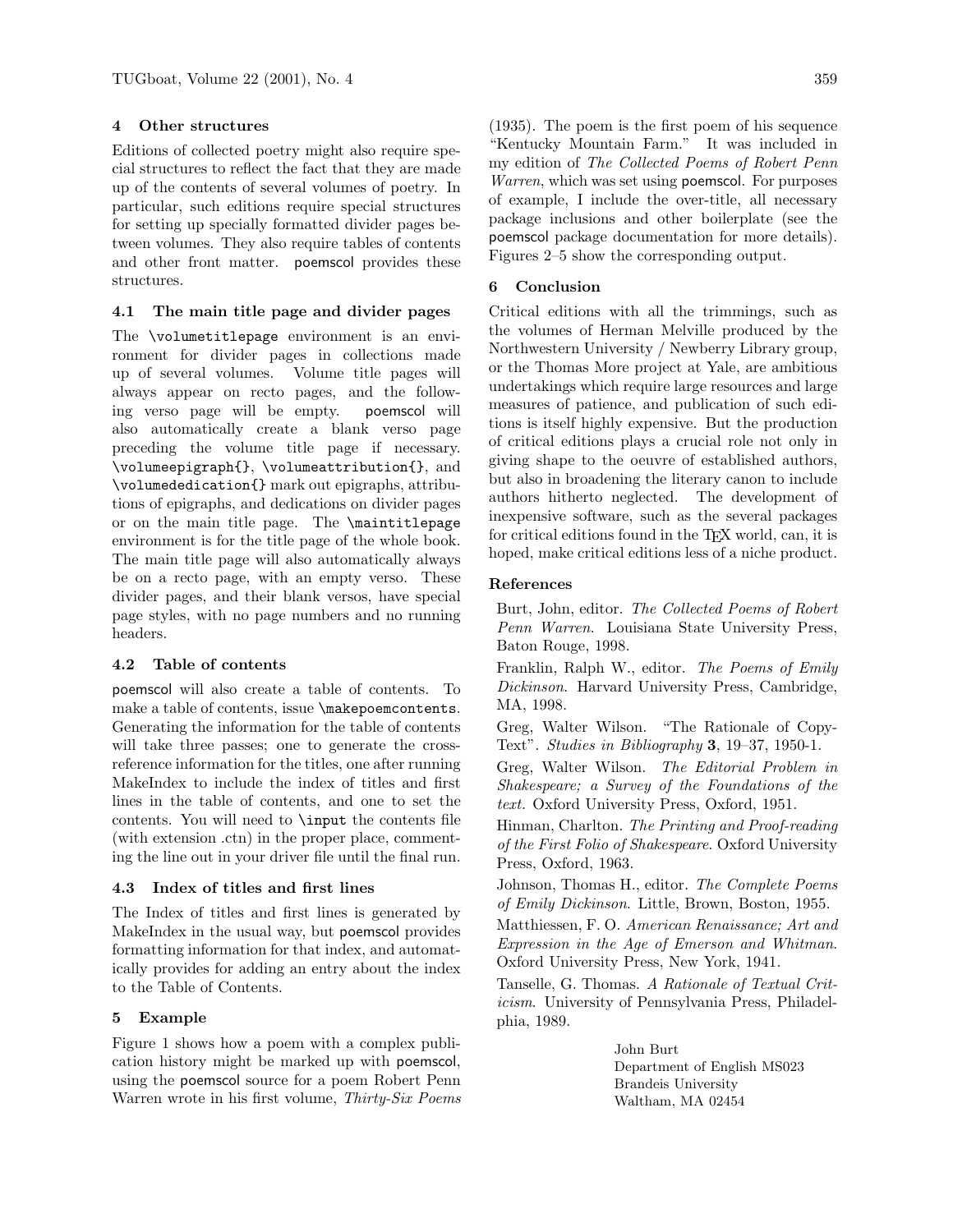## 4 Other structures

Editions of collected poetry might also require special structures to reflect the fact that they are made up of the contents of several volumes of poetry. In particular, such editions require special structures for setting up specially formatted divider pages between volumes. They also require tables of contents and other front matter. poemscol provides these structures.

### 4.1 The main title page and divider pages

The `\volumetitlepage` environment is an environment for divider pages in collections made up of several volumes. Volume title pages will always appear on recto pages, and the following verso page will be empty. poemscol will also automatically create a blank verso page preceding the volume title page if necessary. `\volumeepigraph{}`, `\volumeattribution{}`, and `\volumededication{}` mark out epigraphs, attributions of epigraphs, and dedications on divider pages or on the main title page. The `\maintitlepage` environment is for the title page of the whole book. The main title page will also automatically always be on a recto page, with an empty verso. These divider pages, and their blank versos, have special page styles, with no page numbers and no running headers.

### 4.2 Table of contents

poemscol will also create a table of contents. To make a table of contents, issue `\makepoemcontents`. Generating the information for the table of contents will take three passes; one to generate the cross-reference information for the titles, one after running MakeIndex to include the index of titles and first lines in the table of contents, and one to set the contents. You will need to `\input` the contents file (with extension .ctn) in the proper place, commenting the line out in your driver file until the final run.

### 4.3 Index of titles and first lines

The Index of titles and first lines is generated by MakeIndex in the usual way, but poemscol provides formatting information for that index, and automatically provides for adding an entry about the index to the Table of Contents.

## 5 Example

Figure 1 shows how a poem with a complex publication history might be marked up with poemscol, using the poemscol source for a poem Robert Penn Warren wrote in his first volume, *Thirty-Six Poems* (1935). The poem is the first poem of his sequence "Kentucky Mountain Farm." It was included in my edition of *The Collected Poems of Robert Penn Warren*, which was set using poemscol. For purposes of example, I include the over-title, all necessary package inclusions and other boilerplate (see the poemscol package documentation for more details). Figures 2–5 show the corresponding output.

## 6 Conclusion

Critical editions with all the trimmings, such as the volumes of Herman Melville produced by the Northwestern University / Newberry Library group, or the Thomas More project at Yale, are ambitious undertakings which require large resources and large measures of patience, and publication of such editions is itself highly expensive. But the production of critical editions plays a crucial role not only in giving shape to the oeuvre of established authors, but also in broadening the literary canon to include authors hitherto neglected. The development of inexpensive software, such as the several packages for critical editions found in the TeX world, can, it is hoped, make critical editions less of a niche product.

## References

Burt, John, editor. *The Collected Poems of Robert Penn Warren*. Louisiana State University Press, Baton Rouge, 1998.

Franklin, Ralph W., editor. *The Poems of Emily Dickinson*. Harvard University Press, Cambridge, MA, 1998.

Greg, Walter Wilson. "The Rationale of Copy-Text". *Studies in Bibliography* **3**, 19–37, 1950-1.

Greg, Walter Wilson. *The Editorial Problem in Shakespeare; a Survey of the Foundations of the text.* Oxford University Press, Oxford, 1951.

Hinman, Charlton. *The Printing and Proof-reading of the First Folio of Shakespeare*. Oxford University Press, Oxford, 1963.

Johnson, Thomas H., editor. *The Complete Poems of Emily Dickinson*. Little, Brown, Boston, 1955.

Matthiessen, F. O. *American Renaissance; Art and Expression in the Age of Emerson and Whitman*. Oxford University Press, New York, 1941.

Tanselle, G. Thomas. *A Rationale of Textual Criticism*. University of Pennsylvania Press, Philadelphia, 1989.

John Burt
Department of English MS023
Brandeis University
Waltham, MA 02454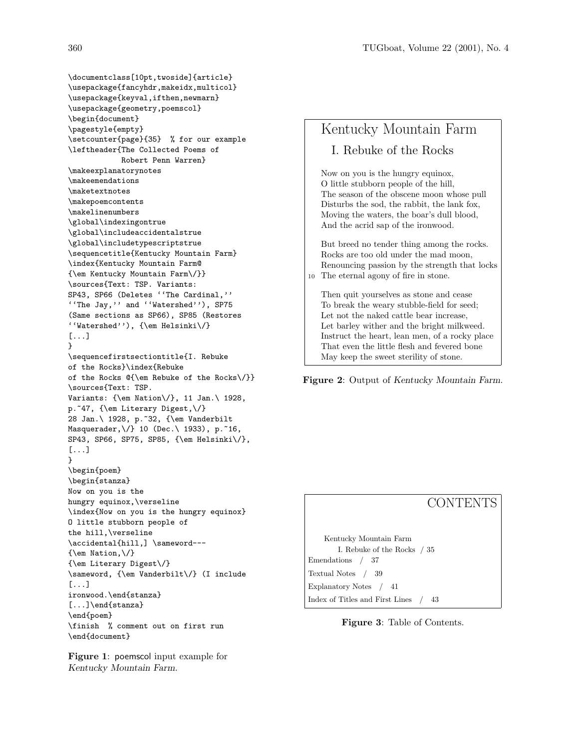```
\documentclass[10pt,twoside]{article}
\usepackage{fancyhdr,makeidx,multicol}
\usepackage{keyval,ifthen,newmarn}
\usepackage{geometry,poemscol}
\begin{document}
\pagestyle{empty}
\setcounter{page}{35}  % for our example
\leftheader{The Collected Poems of
           Robert Penn Warren}
\makeexplanatorynotes
\makeemendations
\maketextnotes
\makepoemcontents
\makelinenumbers
\global\indexingontrue
\global\includeaccidentalstrue
\global\includetypescriptstrue
\sequencetitle{Kentucky Mountain Farm}
\index{Kentucky Mountain Farm@
{\em Kentucky Mountain Farm\/}}
\sources{Text: TSP. Variants:
SP43, SP66 (Deletes ``The Cardinal,''
``The Jay,'' and ``Watershed''), SP75
(Same sections as SP66), SP85 (Restores
``Watershed''), {\em Helsinki\/}
[...]
}
\sequencefirstsectiontitle{I. Rebuke
of the Rocks}\index{Rebuke
of the Rocks @{\em Rebuke of the Rocks\/}}
\sources{Text: TSP.
Variants: {\em Nation\/}, 11 Jan.\ 1928,
p.~47, {\em Literary Digest,\/}
28 Jan.\ 1928, p.~32, {\em Vanderbilt
Masquerader,\/} 10 (Dec.\ 1933), p.~16,
SP43, SP66, SP75, SP85, {\em Helsinki\/},
[...]
}
\begin{poem}
\begin{stanza}
Now on you is the
hungry equinox,\verseline
\index{Now on you is the hungry equinox}
O little stubborn people of
the hill,\verseline
\accidental{hill,] \sameword---
{\em Nation,\/}
{\em Literary Digest\/}
\sameword, {\em Vanderbilt\/} (I include
[...]
ironwood.\end{stanza}
[...]\end{stanza}
\end{poem}
\finish  % comment out on first run
\end{document}
```

**Figure 1**: poemscol input example for *Kentucky Mountain Farm*.

> Kentucky Mountain Farm
>
> I. Rebuke of the Rocks
>
> Now on you is the hungry equinox,
> O little stubborn people of the hill,
> The season of the obscene moon whose pull
> Disturbs the sod, the rabbit, the lank fox,
> Moving the waters, the boar's dull blood,
> And the acrid sap of the ironwood.
>
> But breed no tender thing among the rocks.
> Rocks are too old under the mad moon,
> Renouncing passion by the strength that locks
> 10 The eternal agony of fire in stone.
>
> Then quit yourselves as stone and cease
> To break the weary stubble-field for seed;
> Let not the naked cattle bear increase,
> Let barley wither and the bright milkweed.
> Instruct the heart, lean men, of a rocky place
> That even the little flesh and fevered bone
> May keep the sweet sterility of stone.

**Figure 2**: Output of *Kentucky Mountain Farm*.

> CONTENTS
>
> Kentucky Mountain Farm
> I. Rebuke of the Rocks / 35
> Emendations / 37
> Textual Notes / 39
> Explanatory Notes / 41
> Index of Titles and First Lines / 43

**Figure 3**: Table of Contents.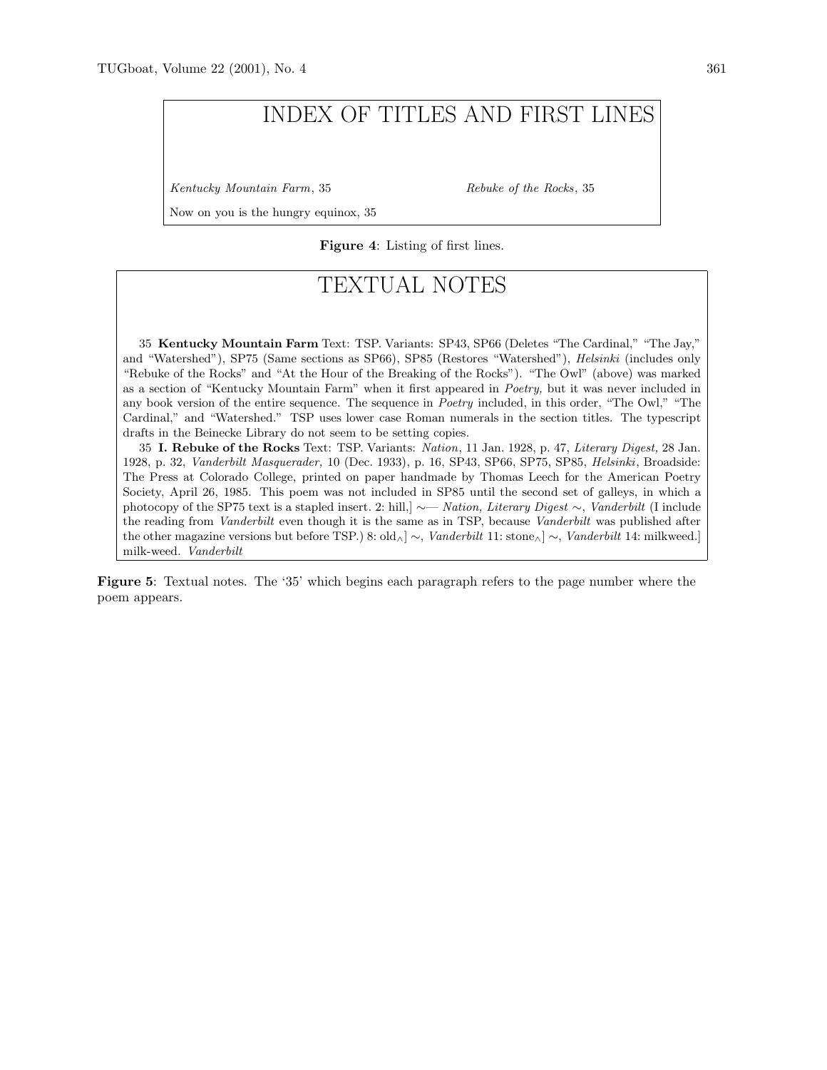# INDEX OF TITLES AND FIRST LINES

*Kentucky Mountain Farm*, 35

*Rebuke of the Rocks*, 35

Now on you is the hungry equinox, 35

**Figure 4**: Listing of first lines.

# TEXTUAL NOTES

35 **Kentucky Mountain Farm** Text: TSP. Variants: SP43, SP66 (Deletes “The Cardinal,” “The Jay,” and “Watershed”), SP75 (Same sections as SP66), SP85 (Restores “Watershed”), *Helsinki* (includes only “Rebuke of the Rocks” and “At the Hour of the Breaking of the Rocks”). “The Owl” (above) was marked as a section of “Kentucky Mountain Farm” when it first appeared in *Poetry,* but it was never included in any book version of the entire sequence. The sequence in *Poetry* included, in this order, “The Owl,” “The Cardinal,” and “Watershed.” TSP uses lower case Roman numerals in the section titles. The typescript drafts in the Beinecke Library do not seem to be setting copies.

35 **I. Rebuke of the Rocks** Text: TSP. Variants: *Nation*, 11 Jan. 1928, p. 47, *Literary Digest,* 28 Jan. 1928, p. 32, *Vanderbilt Masquerader,* 10 (Dec. 1933), p. 16, SP43, SP66, SP75, SP85, *Helsinki*, Broadside: The Press at Colorado College, printed on paper handmade by Thomas Leech for the American Poetry Society, April 26, 1985. This poem was not included in SP85 until the second set of galleys, in which a photocopy of the SP75 text is a stapled insert. 2: hill,] ∼— *Nation, Literary Digest* ∼, *Vanderbilt* (I include the reading from *Vanderbilt* even though it is the same as in TSP, because *Vanderbilt* was published after the other magazine versions but before TSP.) 8: old$_\wedge$] ∼, *Vanderbilt* 11: stone$_\wedge$] ∼, *Vanderbilt* 14: milkweed.] milk-weed. *Vanderbilt*

**Figure 5**: Textual notes. The ‘35’ which begins each paragraph refers to the page number where the poem appears.